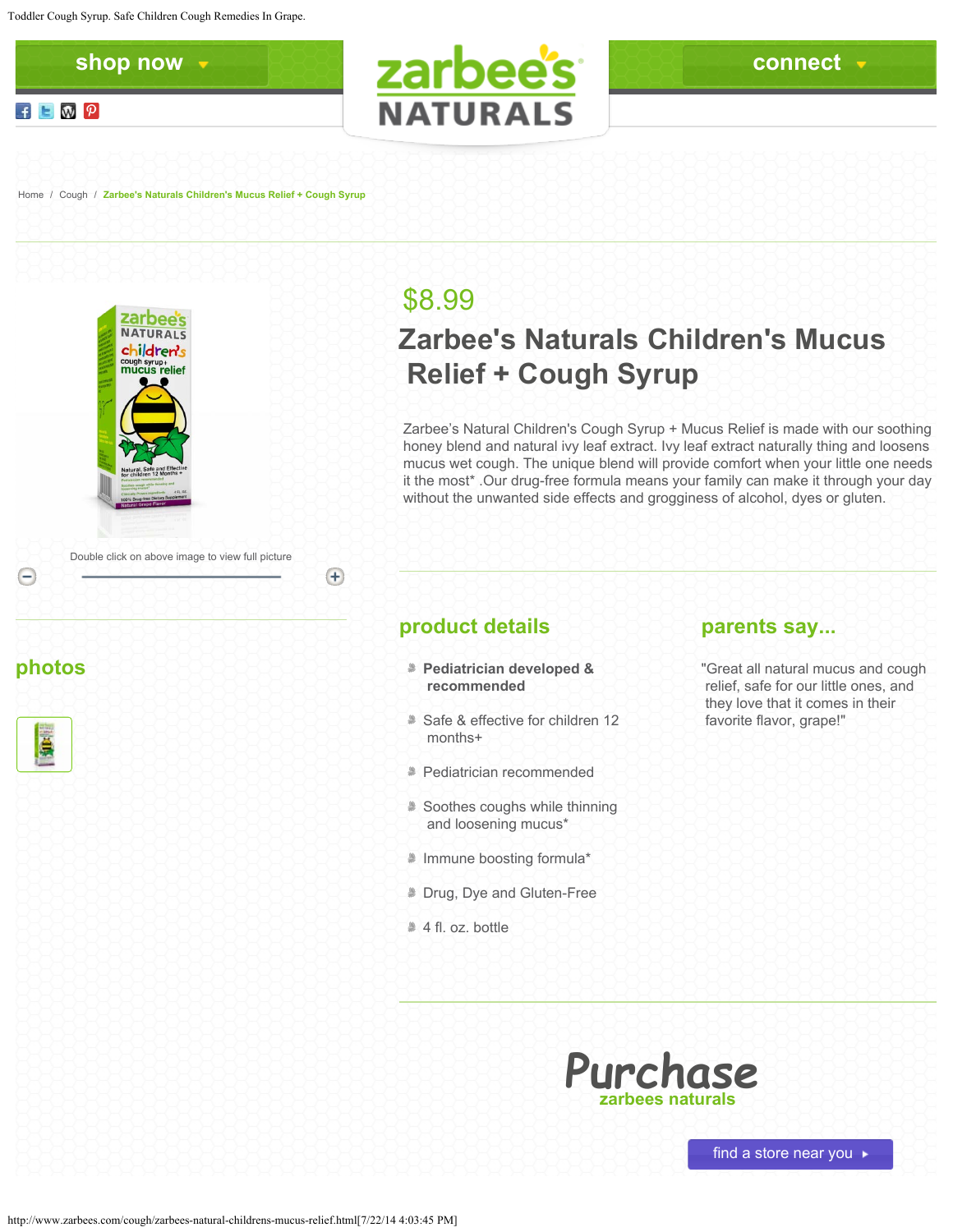shop now

connect

Home / Cough / **Zarbee's Naturals Children's Mucus Relief + Cough Syrup**

Double click on above image to view full picture

## photos

$8.99

# Zarbee's Naturals Children's Mucus Relief + Cough Syrup

Zarbee's Natural Children's Cough Syrup + Mucus Relief is made with our soothing honey blend and natural ivy leaf extract. Ivy leaf extract naturally thing and loosens mucus wet cough. The unique blend will provide comfort when your little one needs it the most* .Our drug-free formula means your family can make it through your day without the unwanted side effects and grogginess of alcohol, dyes or gluten.

## product details

- **Pediatrician developed & recommended**
- Safe & effective for children 12 months+
- Pediatrician recommended
- Soothes coughs while thinning and loosening mucus*
- Immune boosting formula*
- Drug, Dye and Gluten-Free
- 4 fl. oz. bottle

## parents say...

"Great all natural mucus and cough relief, safe for our little ones, and they love that it comes in their favorite flavor, grape!"

# Purchase

zarbees naturals

find a store near you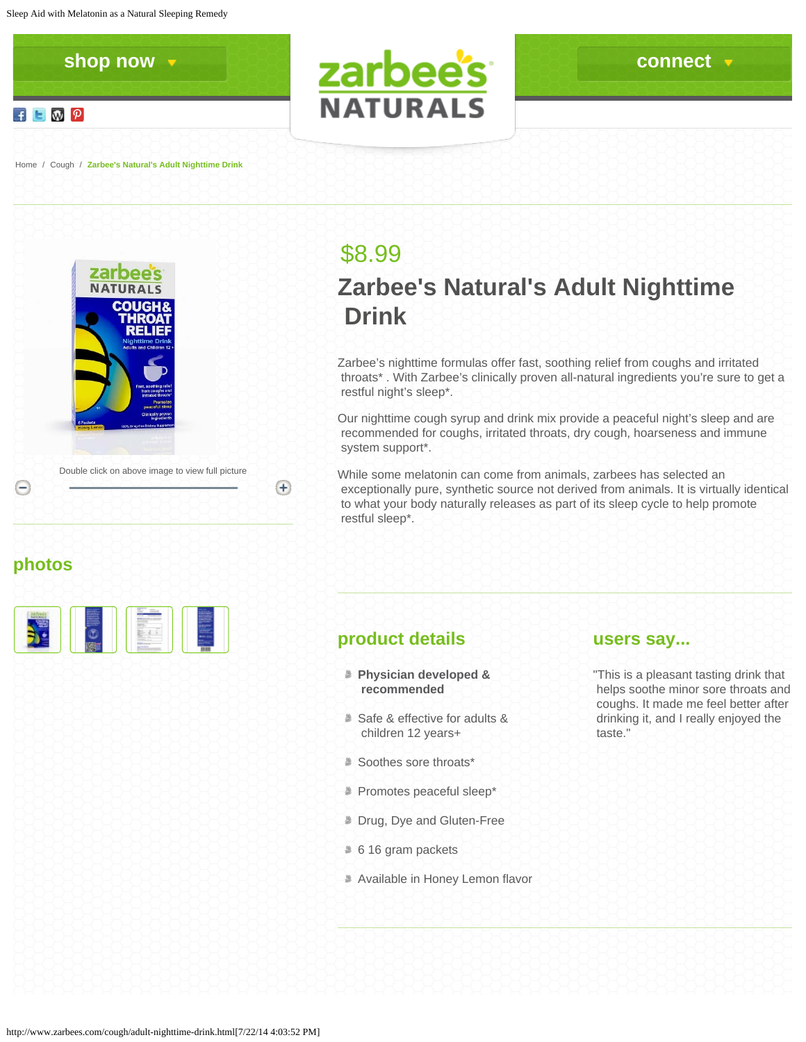shop now ▼

connect ▼

Home / Cough / Zarbee's Natural's Adult Nighttime Drink

$8.99

# Zarbee's Natural's Adult Nighttime Drink

Zarbee's nighttime formulas offer fast, soothing relief from coughs and irritated throats* . With Zarbee's clinically proven all-natural ingredients you're sure to get a restful night's sleep*.

Our nighttime cough syrup and drink mix provide a peaceful night's sleep and are recommended for coughs, irritated throats, dry cough, hoarseness and immune system support*.

While some melatonin can come from animals, zarbees has selected an exceptionally pure, synthetic source not derived from animals. It is virtually identical to what your body naturally releases as part of its sleep cycle to help promote restful sleep*.

Double click on above image to view full picture

## photos

## product details

- **Physician developed & recommended**
- Safe & effective for adults & children 12 years+
- Soothes sore throats*
- Promotes peaceful sleep*
- Drug, Dye and Gluten-Free
- 6 16 gram packets
- Available in Honey Lemon flavor

## users say...

"This is a pleasant tasting drink that helps soothe minor sore throats and coughs. It made me feel better after drinking it, and I really enjoyed the taste."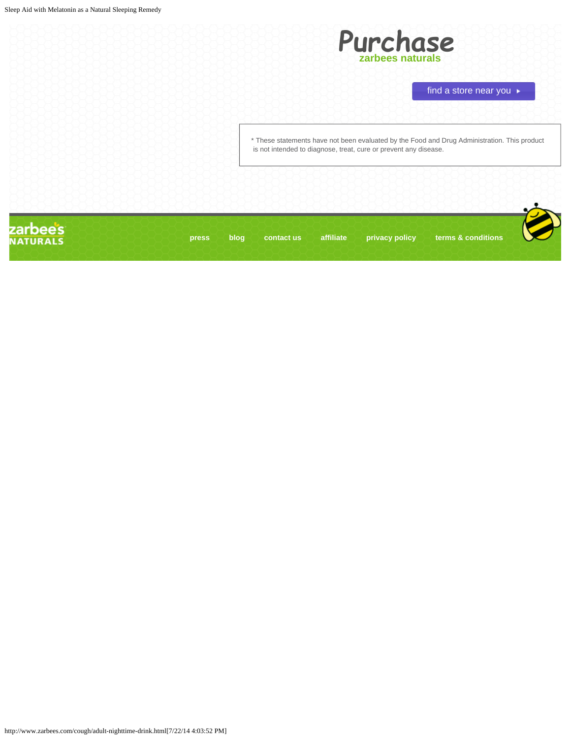# Purchase

**zarbees naturals**

find a store near you ▸

* These statements have not been evaluated by the Food and Drug Administration. This product is not intended to diagnose, treat, cure or prevent any disease.

zarbee's NATURALS

press | blog | contact us | affiliate | privacy policy | terms & conditions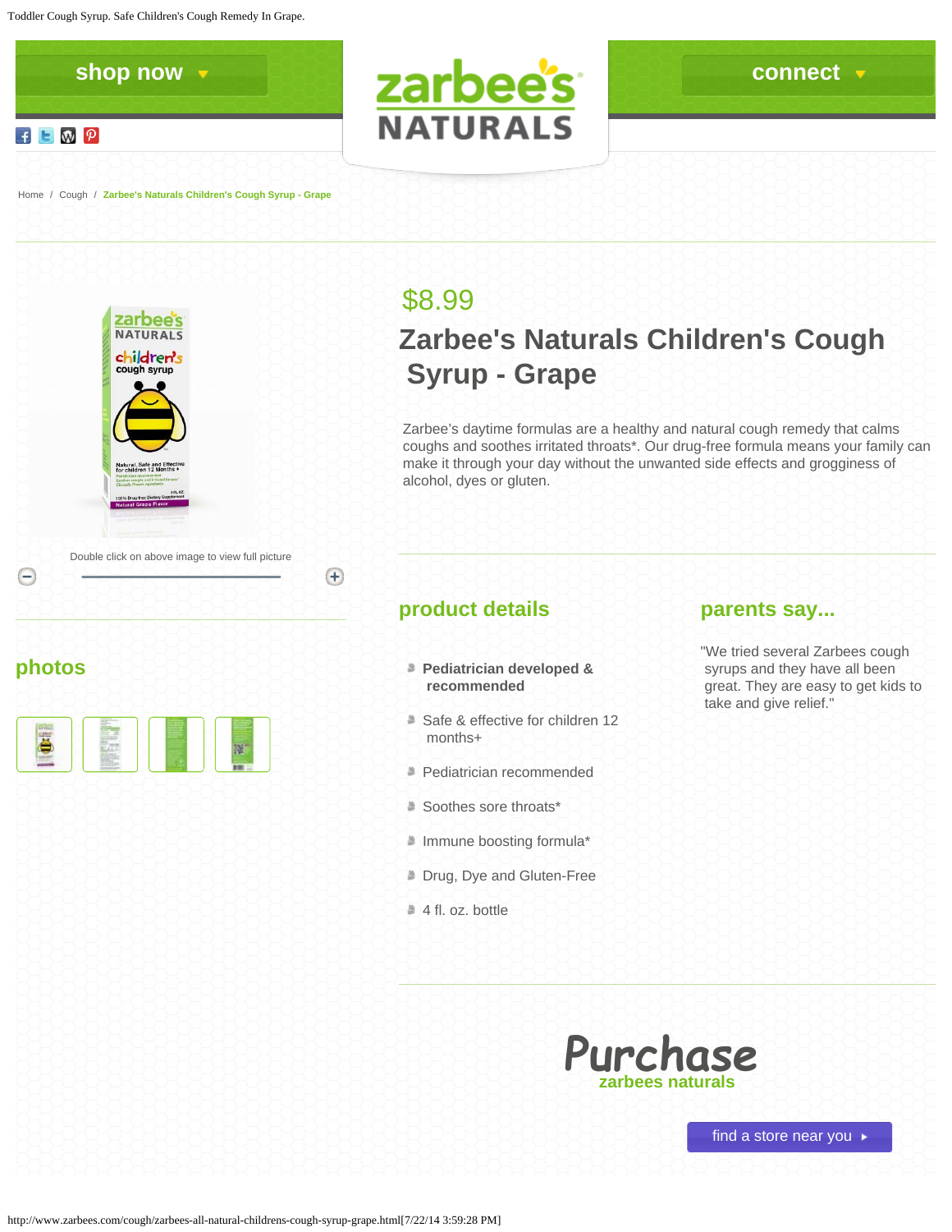shop now ▼

zarbee's NATURALS

connect ▼

Home / Cough / Zarbee's Naturals Children's Cough Syrup - Grape

Double click on above image to view full picture

## photos

$8.99

# Zarbee's Naturals Children's Cough Syrup - Grape

Zarbee's daytime formulas are a healthy and natural cough remedy that calms coughs and soothes irritated throats*. Our drug-free formula means your family can make it through your day without the unwanted side effects and grogginess of alcohol, dyes or gluten.

## product details

- **Pediatrician developed & recommended**
- Safe & effective for children 12 months+
- Pediatrician recommended
- Soothes sore throats*
- Immune boosting formula*
- Drug, Dye and Gluten-Free
- 4 fl. oz. bottle

## parents say...

"We tried several Zarbees cough syrups and they have all been great. They are easy to get kids to take and give relief."

## Purchase
zarbees naturals

find a store near you ▸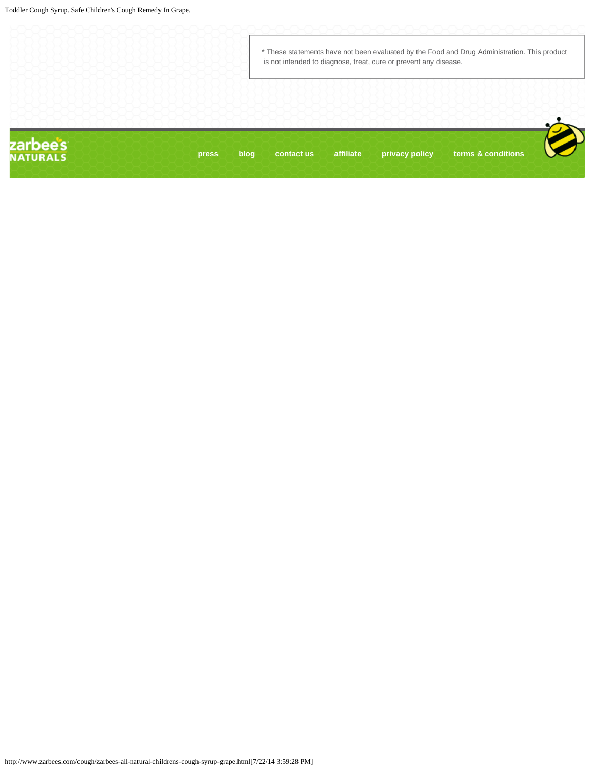* These statements have not been evaluated by the Food and Drug Administration. This product is not intended to diagnose, treat, cure or prevent any disease.

zarbee's NATURALS

press blog contact us affiliate privacy policy terms & conditions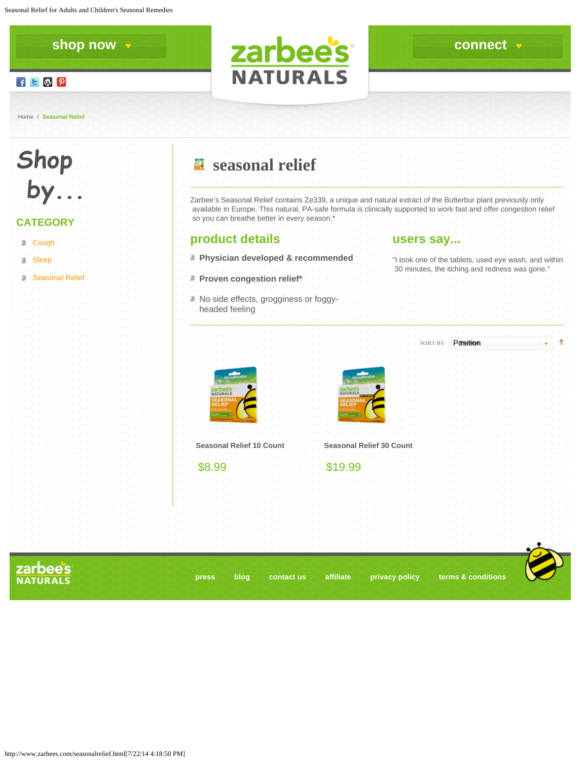shop now ▼

connect ▼

Home / Seasonal Relief

# Shop by...

**CATEGORY**

- Cough
- Sleep
- Seasonal Relief

# seasonal relief

Zarbee's Seasonal Relief contains Ze339, a unique and natural extract of the Butterbur plant previously only available in Europe. This natural, PA-safe formula is clinically supported to work fast and offer congestion relief so you can breathe better in every season.*

## product details

- **Physician developed & recommended**
- **Proven congestion relief***
- No side effects, grogginess or foggy-headed feeling

## users say...

"I took one of the tablets, used eye wash, and within 30 minutes, the itching and redness was gone."

SORT BY Position

**Seasonal Relief 10 Count**

$8.99

**Seasonal Relief 30 Count**

$19.99

press blog contact us affiliate privacy policy terms & conditions